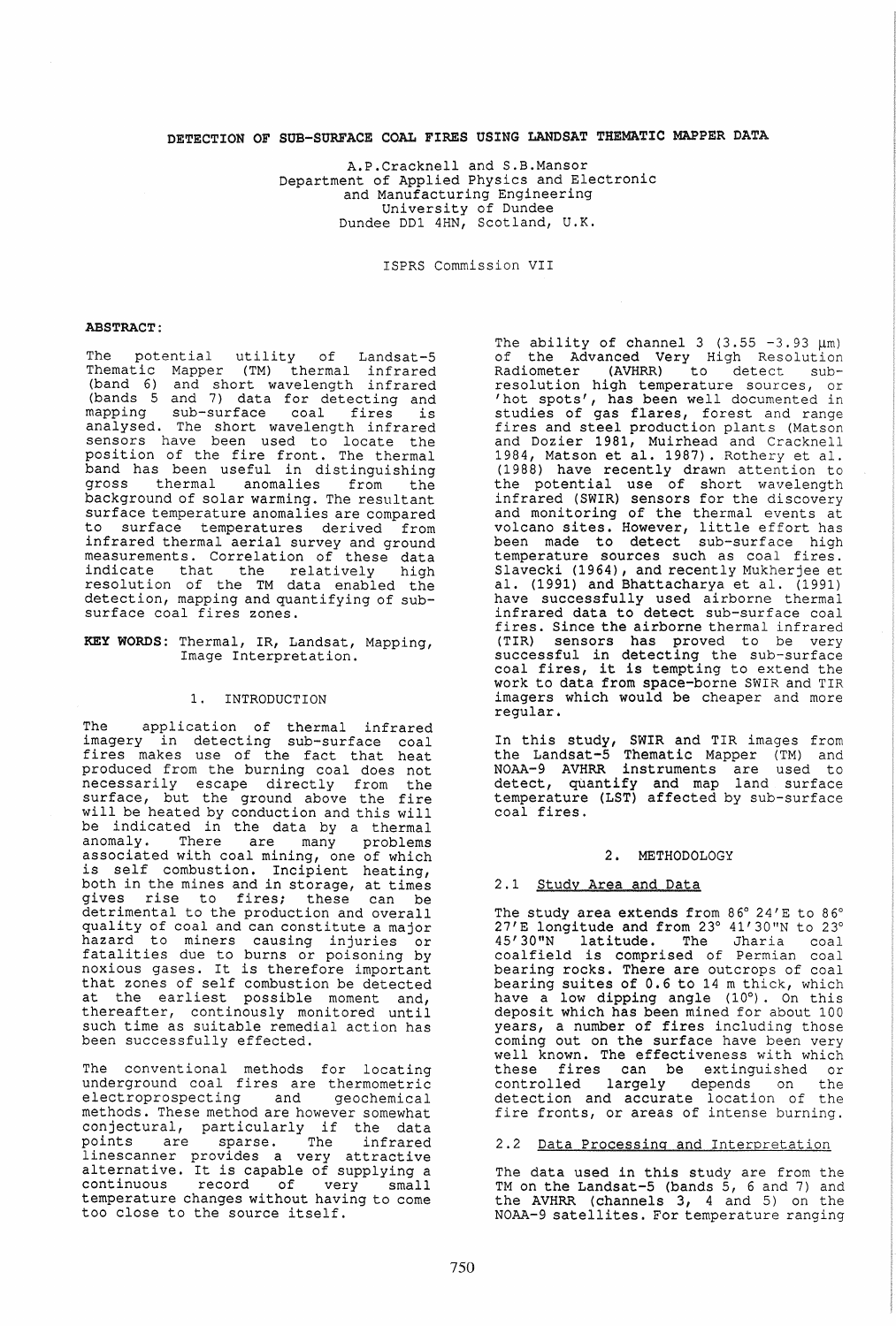# DETECTION OF SUB-SURFACE COAL FIRES USING LANDSAT THEMATIC MAPPER DATA

A.P.Cracknell and S.B.Mansor
Department of Applied Physics and Electronic and Manufacturing Engineering
University of Dundee
Dundee DD1 4HN, Scotland, U.K.

ISPRS Commission VII

**ABSTRACT:**

The potential utility of Landsat-5 Thematic Mapper (TM) thermal infrared (band 6) and short wavelength infrared (bands 5 and 7) data for detecting and mapping sub-surface coal fires is analysed. The short wavelength infrared sensors have been used to locate the position of the fire front. The thermal band has been useful in distinguishing gross thermal anomalies from the background of solar warming. The resultant surface temperature anomalies are compared to surface temperatures derived from infrared thermal aerial survey and ground measurements. Correlation of these data indicate that the relatively high resolution of the TM data enabled the detection, mapping and quantifying of sub-surface coal fires zones.

**KEY WORDS:** Thermal, IR, Landsat, Mapping, Image Interpretation.

## 1. INTRODUCTION

The application of thermal infrared imagery in detecting sub-surface coal fires makes use of the fact that heat produced from the burning coal does not necessarily escape directly from the surface, but the ground above the fire will be heated by conduction and this will be indicated in the data by a thermal anomaly. There are many problems associated with coal mining, one of which is self combustion. Incipient heating, both in the mines and in storage, at times gives rise to fires; these can be detrimental to the production and overall quality of coal and can constitute a major hazard to miners causing injuries or fatalities due to burns or poisoning by noxious gases. It is therefore important that zones of self combustion be detected at the earliest possible moment and, thereafter, continously monitored until such time as suitable remedial action has been successfully effected.

The conventional methods for locating underground coal fires are thermometric electroprospecting and geochemical methods. These method are however somewhat conjectural, particularly if the data points are sparse. The infrared linescanner provides a very attractive alternative. It is capable of supplying a continuous record of very small temperature changes without having to come too close to the source itself.

The ability of channel 3 (3.55 -3.93 μm) of the Advanced Very High Resolution Radiometer (AVHRR) to detect sub-resolution high temperature sources, or 'hot spots', has been well documented in studies of gas flares, forest and range fires and steel production plants (Matson and Dozier 1981, Muirhead and Cracknell 1984, Matson et al. 1987). Rothery et al. (1988) have recently drawn attention to the potential use of short wavelength infrared (SWIR) sensors for the discovery and monitoring of the thermal events at volcano sites. However, little effort has been made to detect sub-surface high temperature sources such as coal fires. Slavecki (1964), and recently Mukherjee et al. (1991) and Bhattacharya et al. (1991) have successfully used airborne thermal infrared data to detect sub-surface coal fires. Since the airborne thermal infrared (TIR) sensors has proved to be very successful in detecting the sub-surface coal fires, it is tempting to extend the work to data from space-borne SWIR and TIR imagers which would be cheaper and more regular.

In this study, SWIR and TIR images from the Landsat-5 Thematic Mapper (TM) and NOAA-9 AVHRR instruments are used to detect, quantify and map land surface temperature (LST) affected by sub-surface coal fires.

## 2. METHODOLOGY

### 2.1 Study Area and Data

The study area extends from 86° 24'E to 86° 27'E longitude and from 23° 41'30"N to 23° 45'30"N latitude. The Jharia coal coalfield is comprised of Permian coal bearing rocks. There are outcrops of coal bearing suites of 0.6 to 14 m thick, which have a low dipping angle (10°). On this deposit which has been mined for about 100 years, a number of fires including those coming out on the surface have been very well known. The effectiveness with which these fires can be extinguished or controlled largely depends on the detection and accurate location of the fire fronts, or areas of intense burning.

### 2.2 Data Processing and Interpretation

The data used in this study are from the TM on the Landsat-5 (bands 5, 6 and 7) and the AVHRR (channels 3, 4 and 5) on the NOAA-9 satellites. For temperature ranging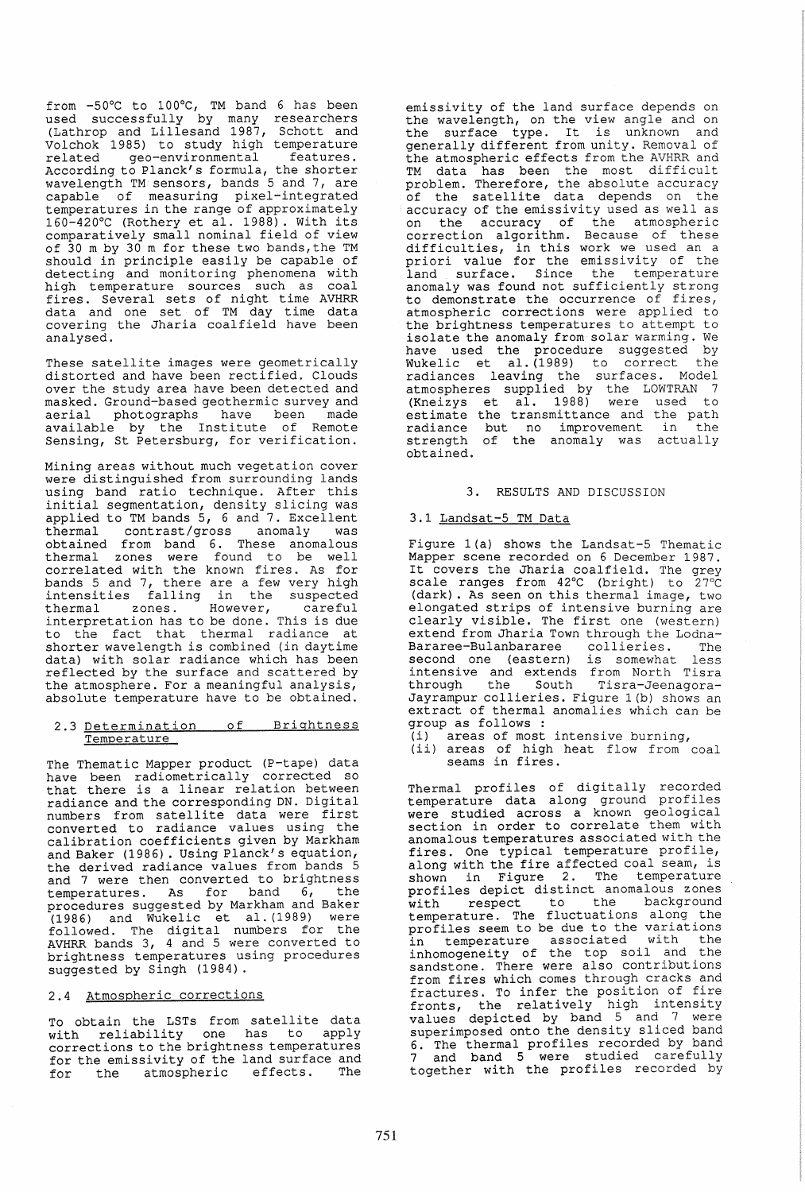from -50°C to 100°C, TM band 6 has been used successfully by many researchers (Lathrop and Lillesand 1987, Schott and Volchok 1985) to study high temperature related geo-environmental features. According to Planck's formula, the shorter wavelength TM sensors, bands 5 and 7, are capable of measuring pixel-integrated temperatures in the range of approximately 160-420°C (Rothery et al. 1988). With its comparatively small nominal field of view of 30 m by 30 m for these two bands, the TM should in principle easily be capable of detecting and monitoring phenomena with high temperature sources such as coal fires. Several sets of night time AVHRR data and one set of TM day time data covering the Jharia coalfield have been analysed.

These satellite images were geometrically distorted and have been rectified. Clouds over the study area have been detected and masked. Ground-based geothermic survey and aerial photographs have been made available by the Institute of Remote Sensing, St Petersburg, for verification.

Mining areas without much vegetation cover were distinguished from surrounding lands using band ratio technique. After this initial segmentation, density slicing was applied to TM bands 5, 6 and 7. Excellent thermal contrast/gross anomaly was obtained from band 6. These anomalous thermal zones were found to be well correlated with the known fires. As for bands 5 and 7, there are a few very high intensities falling in the suspected thermal zones. However, careful interpretation has to be done. This is due to the fact that thermal radiance at shorter wavelength is combined (in daytime data) with solar radiance which has been reflected by the surface and scattered by the atmosphere. For a meaningful analysis, absolute temperature have to be obtained.

### 2.3 Determination of Brightness Temperature

The Thematic Mapper product (P-tape) data have been radiometrically corrected so that there is a linear relation between radiance and the corresponding DN. Digital numbers from satellite data were first converted to radiance values using the calibration coefficients given by Markham and Baker (1986). Using Planck's equation, the derived radiance values from bands 5 and 7 were then converted to brightness temperatures. As for band 6, the procedures suggested by Markham and Baker (1986) and Wukelic et al. (1989) were followed. The digital numbers for the AVHRR bands 3, 4 and 5 were converted to brightness temperatures using procedures suggested by Singh (1984).

### 2.4 Atmospheric corrections

To obtain the LSTs from satellite data with reliability one has to apply corrections to the brightness temperatures for the emissivity of the land surface and for the atmospheric effects. The emissivity of the land surface depends on the wavelength, on the view angle and on the surface type. It is unknown and generally different from unity. Removal of the atmospheric effects from the AVHRR and TM data has been the most difficult problem. Therefore, the absolute accuracy of the satellite data depends on the accuracy of the emissivity used as well as on the accuracy of the atmospheric correction algorithm. Because of these difficulties, in this work we used an a priori value for the emissivity of the land surface. Since the temperature anomaly was found not sufficiently strong to demonstrate the occurrence of fires, atmospheric corrections were applied to the brightness temperatures to attempt to isolate the anomaly from solar warming. We have used the procedure suggested by Wukelic et al. (1989) to correct the radiances leaving the surfaces. Model atmospheres supplied by the LOWTRAN 7 (Kneizys et al. 1988) were used to estimate the transmittance and the path radiance but no improvement in the strength of the anomaly was actually obtained.

## 3. RESULTS AND DISCUSSION

### 3.1 Landsat-5 TM Data

Figure 1(a) shows the Landsat-5 Thematic Mapper scene recorded on 6 December 1987. It covers the Jharia coalfield. The grey scale ranges from 42°C (bright) to 27°C (dark). As seen on this thermal image, two elongated strips of intensive burning are clearly visible. The first one (western) extend from Jharia Town through the Lodna-Bararee-Bulanbararee collieries. The second one (eastern) is somewhat less intensive and extends from North Tisra through the South Tisra-Jeenagora-Jayrampur collieries. Figure 1(b) shows an extract of thermal anomalies which can be group as follows :

(i) areas of most intensive burning,
(ii) areas of high heat flow from coal seams in fires.

Thermal profiles of digitally recorded temperature data along ground profiles were studied across a known geological section in order to correlate them with anomalous temperatures associated with the fires. One typical temperature profile, along with the fire affected coal seam, is shown in Figure 2. The temperature profiles depict distinct anomalous zones with respect to the background temperature. The fluctuations along the profiles seem to be due to the variations in temperature associated with the inhomogeneity of the top soil and the sandstone. There were also contributions from fires which comes through cracks and fractures. To infer the position of fire fronts, the relatively high intensity values depicted by band 5 and 7 were superimposed onto the density sliced band 6. The thermal profiles recorded by band 7 and band 5 were studied carefully together with the profiles recorded by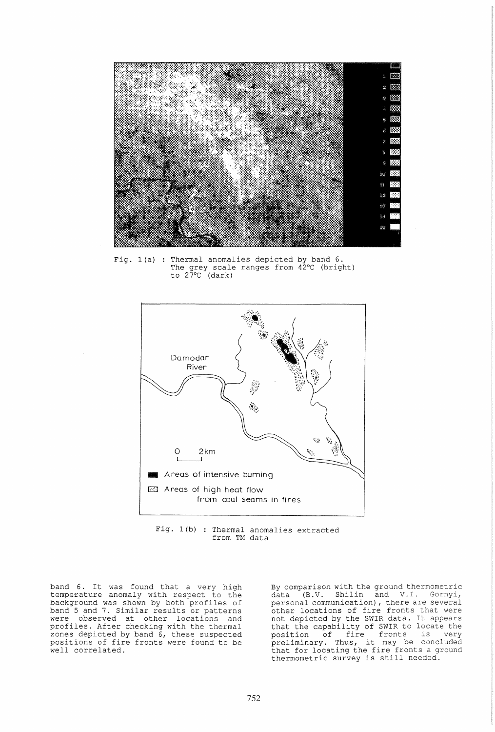Fig. 1(a) : Thermal anomalies depicted by band 6. The grey scale ranges from 42°C (bright) to 27°C (dark)

Fig. 1(b) : Thermal anomalies extracted from TM data

band 6. It was found that a very high temperature anomaly with respect to the background was shown by both profiles of band 5 and 7. Similar results or patterns were observed at other locations and profiles. After checking with the thermal zones depicted by band 6, these suspected positions of fire fronts were found to be well correlated.

By comparison with the ground thermometric data (B.V. Shilin and V.I. Gornyi, personal communication), there are several other locations of fire fronts that were not depicted by the SWIR data. It appears that the capability of SWIR to locate the position of fire fronts is very preliminary. Thus, it may be concluded that for locating the fire fronts a ground thermometric survey is still needed.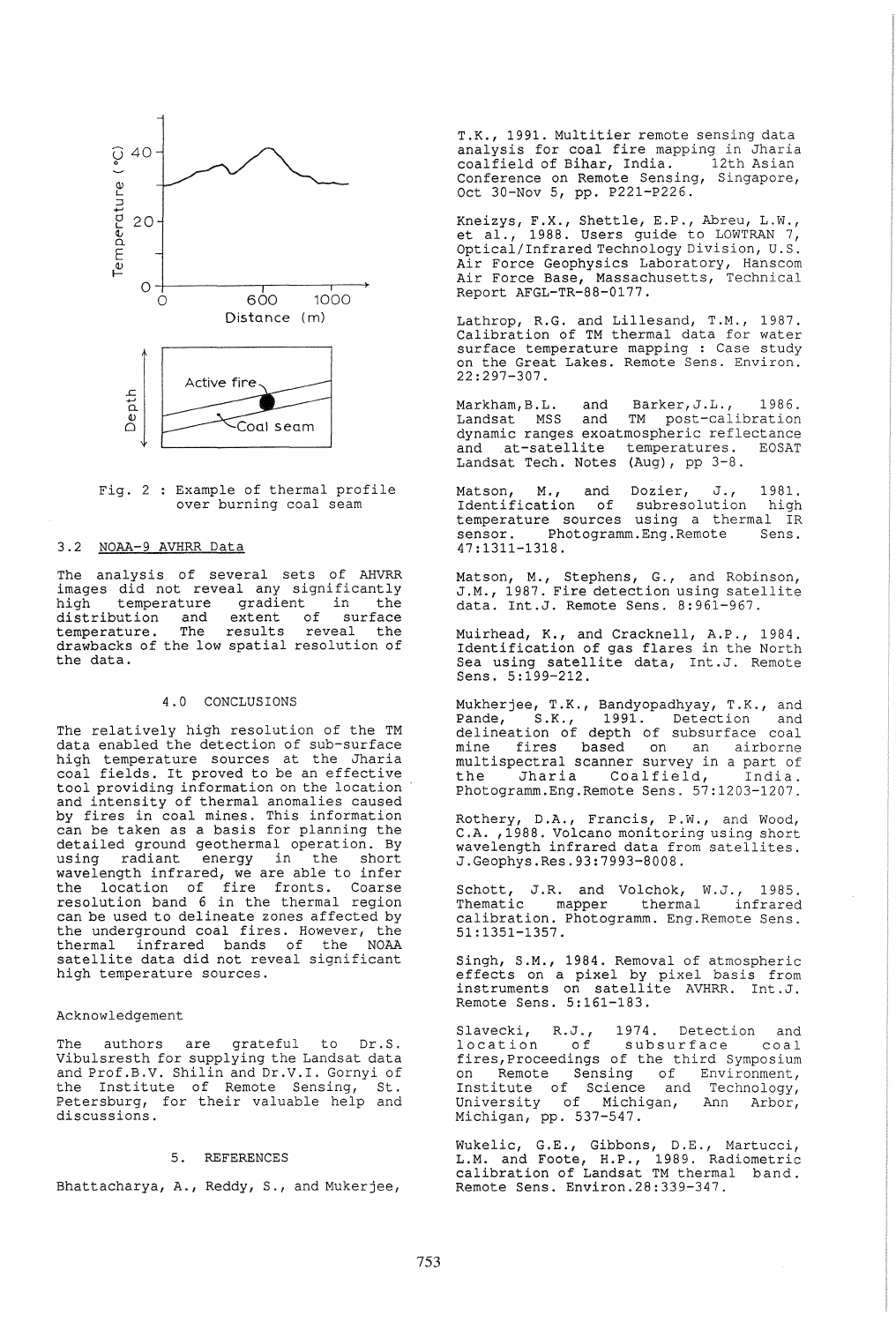Temperature (°C)

40

20

0

0 600 1000

Distance (m)

Depth

Active fire

Coal seam

Fig. 2 : Example of thermal profile over burning coal seam

### 3.2 NOAA-9 AVHRR Data

The analysis of several sets of AHVRR images did not reveal any significantly high temperature gradient in the distribution and extent of surface temperature. The results reveal the drawbacks of the low spatial resolution of the data.

## 4.0 CONCLUSIONS

The relatively high resolution of the TM data enabled the detection of sub-surface high temperature sources at the Jharia coal fields. It proved to be an effective tool providing information on the location and intensity of thermal anomalies caused by fires in coal mines. This information can be taken as a basis for planning the detailed ground geothermal operation. By using radiant energy in the short wavelength infrared, we are able to infer the location of fire fronts. Coarse resolution band 6 in the thermal region can be used to delineate zones affected by the underground coal fires. However, the thermal infrared bands of the NOAA satellite data did not reveal significant high temperature sources.

### Acknowledgement

The authors are grateful to Dr.S. Vibulsresth for supplying the Landsat data and Prof.B.V. Shilin and Dr.V.I. Gornyi of the Institute of Remote Sensing, St. Petersburg, for their valuable help and discussions.

## 5. REFERENCES

Bhattacharya, A., Reddy, S., and Mukerjee, T.K., 1991. Multitier remote sensing data analysis for coal fire mapping in Jharia coalfield of Bihar, India. 12th Asian Conference on Remote Sensing, Singapore, Oct 30-Nov 5, pp. P221-P226.

Kneizys, F.X., Shettle, E.P., Abreu, L.W., et al., 1988. Users guide to LOWTRAN 7, Optical/Infrared Technology Division, U.S. Air Force Geophysics Laboratory, Hanscom Air Force Base, Massachusetts, Technical Report AFGL-TR-88-0177.

Lathrop, R.G. and Lillesand, T.M., 1987. Calibration of TM thermal data for water surface temperature mapping : Case study on the Great Lakes. Remote Sens. Environ. 22:297-307.

Markham,B.L. and Barker,J.L., 1986. Landsat MSS and TM post-calibration dynamic ranges exoatmospheric reflectance and at-satellite temperatures. EOSAT Landsat Tech. Notes (Aug), pp 3-8.

Matson, M., and Dozier, J., 1981. Identification of subresolution high temperature sources using a thermal IR sensor. Photogramm.Eng.Remote Sens. 47:1311-1318.

Matson, M., Stephens, G., and Robinson, J.M., 1987. Fire detection using satellite data. Int.J. Remote Sens. 8:961-967.

Muirhead, K., and Cracknell, A.P., 1984. Identification of gas flares in the North Sea using satellite data, Int.J. Remote Sens. 5:199-212.

Mukherjee, T.K., Bandyopadhyay, T.K., and Pande, S.K., 1991. Detection and delineation of depth of subsurface coal mine fires based on an airborne multispectral scanner survey in a part of the Jharia Coalfield, India. Photogramm.Eng.Remote Sens. 57:1203-1207.

Rothery, D.A., Francis, P.W., and Wood, C.A. ,1988. Volcano monitoring using short wavelength infrared data from satellites. J.Geophys.Res.93:7993-8008.

Schott, J.R. and Volchok, W.J., 1985. Thematic mapper thermal infrared calibration. Photogramm. Eng.Remote Sens. 51:1351-1357.

Singh, S.M., 1984. Removal of atmospheric effects on a pixel by pixel basis from instruments on satellite AVHRR. Int.J. Remote Sens. 5:161-183.

Slavecki, R.J., 1974. Detection and location of subsurface coal fires,Proceedings of the third Symposium on Remote Sensing of Environment, Institute of Science and Technology, University of Michigan, Ann Arbor, Michigan, pp. 537-547.

Wukelic, G.E., Gibbons, D.E., Martucci, L.M. and Foote, H.P., 1989. Radiometric calibration of Landsat TM thermal band. Remote Sens. Environ.28:339-347.